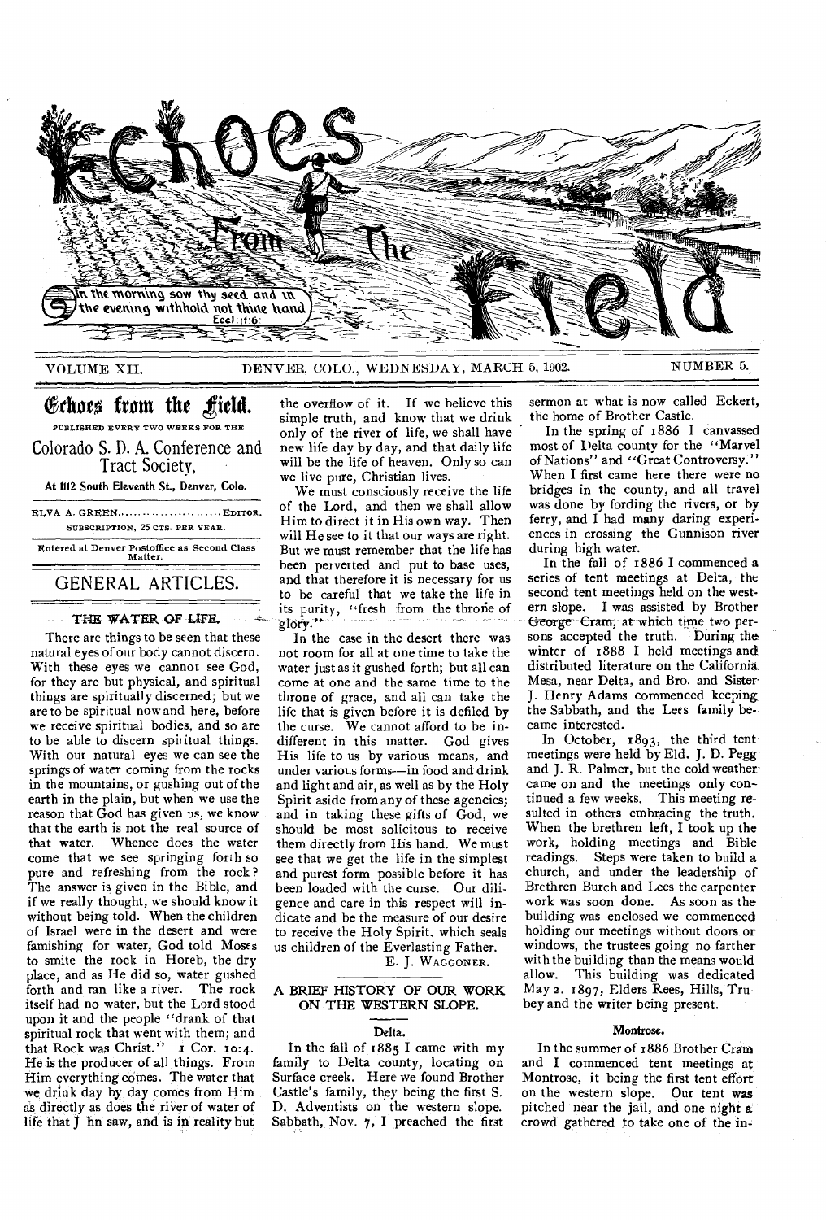# Echoes From The Field

In the morning sow thy seed and in the evening withhold not thine hand. Eccl. 11:6

VOLUME XII. DENVER, COLO., WEDNESDAY, MARCH 5, 1902. NUMBER 5.

## Echoes from the Field.

PUBLISHED EVERY TWO WEEKS FOR THE

Colorado S. D. A. Conference and Tract Society,

At 1112 South Eleventh St., Denver, Colo.

ELVA A. GREEN, ........................ EDITOR.

SUBSCRIPTION, 25 CTS. PER YEAR.

Entered at Denver Postoffice as Second Class Matter.

## GENERAL ARTICLES.

### THE WATER OF LIFE.

There are things to be seen that these natural eyes of our body cannot discern. With these eyes we cannot see God, for they are but physical, and spiritual things are spiritually discerned; but we are to be spiritual now and here, before we receive spiritual bodies, and so are to be able to discern spiritual things. With our natural eyes we can see the springs of water coming from the rocks in the mountains, or gushing out of the earth in the plain, but when we use the reason that God has given us, we know that the earth is not the real source of that water. Whence does the water come that we see springing forth so pure and refreshing from the rock? The answer is given in the Bible, and if we really thought, we should know it without being told. When the children of Israel were in the desert and were famishing for water, God told Moses to smite the rock in Horeb, the dry place, and as He did so, water gushed forth and ran like a river. The rock itself had no water, but the Lord stood upon it and the people "drank of that spiritual rock that went with them; and that Rock was Christ." 1 Cor. 10:4. He is the producer of all things. From Him everything comes. The water that we drink day by day comes from Him as directly as does the river of water of life that J hn saw, and is in reality but the overflow of it. If we believe this simple truth, and know that we drink only of the river of life, we shall have new life day by day, and that daily life will be the life of heaven. Only so can we live pure, Christian lives.

We must consciously receive the life of the Lord, and then we shall allow Him to direct it in His own way. Then will He see to it that our ways are right. But we must remember that the life has been perverted and put to base uses, and that therefore it is necessary for us to be careful that we take the life in its purity, "fresh from the throne of glory."

In the case in the desert there was not room for all at one time to take the water just as it gushed forth; but all can come at one and the same time to the throne of grace, and all can take the life that is given before it is defiled by the curse. We cannot afford to be indifferent in this matter. God gives His life to us by various means, and under various forms—in food and drink and light and air, as well as by the Holy Spirit aside from any of these agencies; and in taking these gifts of God, we should be most solicitous to receive them directly from His hand. We must see that we get the life in the simplest and purest form possible before it has been loaded with the curse. Our diligence and care in this respect will indicate and be the measure of our desire to receive the Holy Spirit, which seals us children of the Everlasting Father.

E. J. WAGGONER.

### A BRIEF HISTORY OF OUR WORK ON THE WESTERN SLOPE.

#### Delta.

In the fall of 1885 I came with my family to Delta county, locating on Surface creek. Here we found Brother Castle's family, they being the first S. D. Adventists on the western slope. Sabbath, Nov. 7, I preached the first sermon at what is now called Eckert, the home of Brother Castle.

In the spring of 1886 I canvassed most of Delta county for the "Marvel of Nations" and "Great Controversy." When I first came here there were no bridges in the county, and all travel was done by fording the rivers, or by ferry, and I had many daring experiences in crossing the Gunnison river during high water.

In the fall of 1886 I commenced a series of tent meetings at Delta, the second tent meetings held on the western slope. I was assisted by Brother George Cram, at which time two persons accepted the truth. During the winter of 1888 I held meetings and distributed literature on the California Mesa, near Delta, and Bro. and Sister J. Henry Adams commenced keeping the Sabbath, and the Lees family became interested.

In October, 1893, the third tent meetings were held by Eld. J. D. Pegg and J. R. Palmer, but the cold weather came on and the meetings only continued a few weeks. This meeting resulted in others embracing the truth. When the brethren left, I took up the work, holding meetings and Bible readings. Steps were taken to build a church, and under the leadership of Brethren Burch and Lees the carpenter work was soon done. As soon as the building was enclosed we commenced holding our meetings without doors or windows, the trustees going no farther with the building than the means would allow. This building was dedicated May 2. 1897, Elders Rees, Hills, Trubey and the writer being present.

#### Montrose.

In the summer of 1886 Brother Cram and I commenced tent meetings at Montrose, it being the first tent effort on the western slope. Our tent was pitched near the jail, and one night a crowd gathered to take one of the in-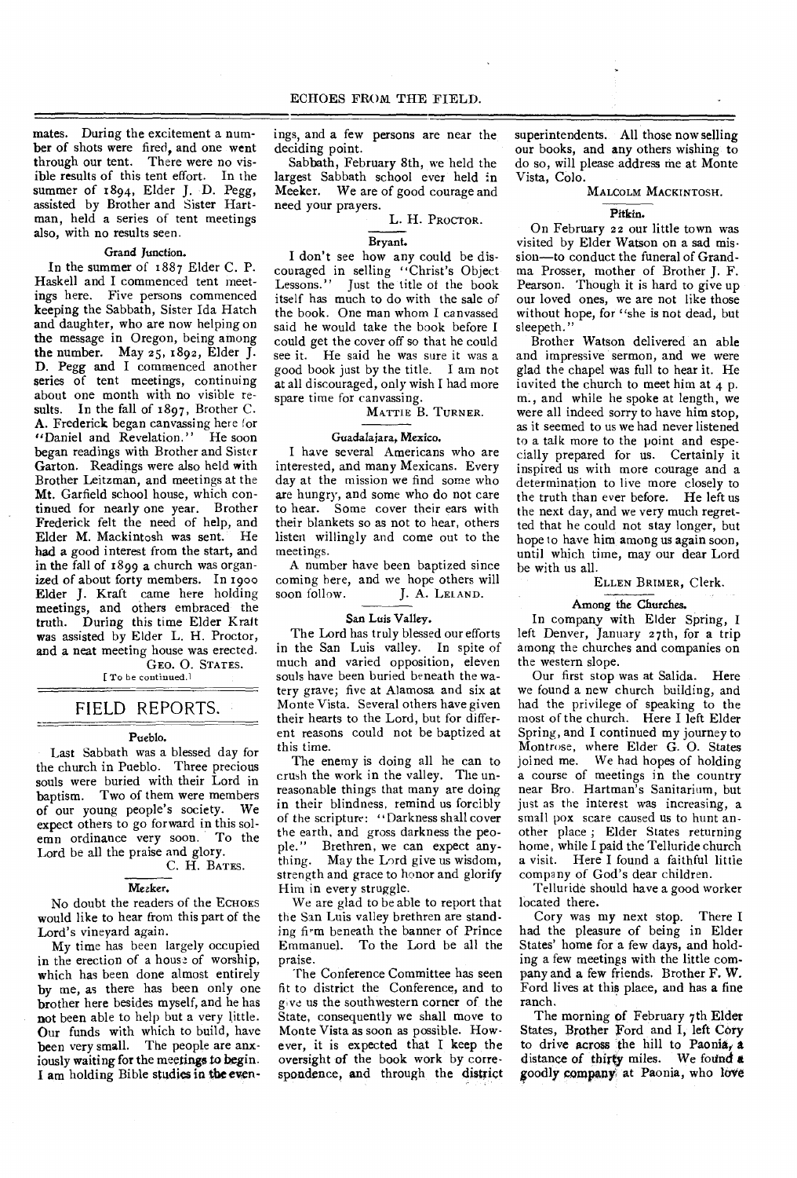mates. During the excitement a number of shots were fired, and one went through our tent. There were no visible results of this tent effort. In the summer of 1894, Elder J. D. Pegg, assisted by Brother and Sister Hartman, held a series of tent meetings also, with no results seen.

#### Grand Junction.

In the summer of 1887 Elder C. P. Haskell and I commenced tent meetings here. Five persons commenced keeping the Sabbath, Sister Ida Hatch and daughter, who are now helping on the message in Oregon, being among the number. May 25, 1892, Elder J. D. Pegg and I commenced another series of tent meetings, continuing about one month with no visible results. In the fall of 1897, Brother C. A. Frederick began canvassing here for "Daniel and Revelation." He soon began readings with Brother and Sister Garton. Readings were also held with Brother Leitzman, and meetings at the Mt. Garfield school house, which continued for nearly one year. Brother Frederick felt the need of help, and Elder M. Mackintosh was sent. He had a good interest from the start, and in the fall of 1899 a church was organized of about forty members. In 1900 Elder J. Kraft came here holding meetings, and others embraced the truth. During this time Elder Kraft was assisted by Elder L. H. Proctor, and a neat meeting house was erected.

GEO. O. STATES.

[To be continued.]

## FIELD REPORTS.

#### Pueblo.

Last Sabbath was a blessed day for the church in Pueblo. Three precious souls were buried with their Lord in baptism. Two of them were members of our young people's society. We expect others to go forward in this solemn ordinance very soon. To the Lord be all the praise and glory.

C. H. BATES.

#### Meeker.

No doubt the readers of the ECHOES would like to hear from this part of the Lord's vineyard again.

My time has been largely occupied in the erection of a house of worship, which has been done almost entirely by me, as there has been only one brother here besides myself, and he has not been able to help but a very little. Our funds with which to build, have been very small. The people are anxiously waiting for the meetings to begin. I am holding Bible studies in the evenings, and a few persons are near the deciding point.

Sabbath, February 8th, we held the largest Sabbath school ever held in Meeker. We are of good courage and need your prayers.

L. H. PROCTOR.

#### Bryant.

I don't see how any could be discouraged in selling "Christ's Object Lessons." Just the title of the book itself has much to do with the sale of the book. One man whom I canvassed said he would take the book before I could get the cover off so that he could see it. He said he was sure it was a good book just by the title. I am not at all discouraged, only wish I had more spare time for canvassing.

MATTIE B. TURNER.

#### Guadalajara, Mexico.

I have several Americans who are interested, and many Mexicans. Every day at the mission we find some who are hungry, and some who do not care to hear. Some cover their ears with their blankets so as not to hear, others listen willingly and come out to the meetings.

A number have been baptized since coming here, and we hope others will soon follow.

J. A. LELAND.

#### San Luis Valley.

The Lord has truly blessed our efforts in the San Luis valley. In spite of much and varied opposition, eleven souls have been buried beneath the watery grave; five at Alamosa and six at Monte Vista. Several others have given their hearts to the Lord, but for different reasons could not be baptized at this time.

The enemy is doing all he can to crush the work in the valley. The unreasonable things that many are doing in their blindness, remind us forcibly of the scripture: "Darkness shall cover the earth, and gross darkness the people." Brethren, we can expect anything. May the Lord give us wisdom, strength and grace to honor and glorify Him in every struggle.

We are glad to be able to report that the San Luis valley brethren are standing firm beneath the banner of Prince Emmanuel. To the Lord be all the praise.

The Conference Committee has seen fit to district the Conference, and to give us the southwestern corner of the State, consequently we shall move to Monte Vista as soon as possible. However, it is expected that I keep the oversight of the book work by correspondence, and through the district superintendents. All those now selling our books, and any others wishing to do so, will please address me at Monte Vista, Colo.

MALCOLM MACKINTOSH.

#### Pitkin.

On February 22 our little town was visited by Elder Watson on a sad mission—to conduct the funeral of Grandma Prosser, mother of Brother J. F. Pearson. Though it is hard to give up our loved ones, we are not like those without hope, for "she is not dead, but sleepeth."

Brother Watson delivered an able and impressive sermon, and we were glad the chapel was full to hear it. He invited the church to meet him at 4 p. m., and while he spoke at length, we were all indeed sorry to have him stop, as it seemed to us we had never listened to a talk more to the point and especially prepared for us. Certainly it inspired us with more courage and a determination to live more closely to the truth than ever before. He left us the next day, and we very much regretted that he could not stay longer, but hope to have him among us again soon, until which time, may our dear Lord be with us all.

ELLEN BRIMER, Clerk.

#### Among the Churches.

In company with Elder Spring, I left Denver, January 27th, for a trip among the churches and companies on the western slope.

Our first stop was at Salida. Here we found a new church building, and had the privilege of speaking to the most of the church. Here I left Elder Spring, and I continued my journey to Montrose, where Elder G. O. States joined me. We had hopes of holding a course of meetings in the country near Bro. Hartman's Sanitarium, but just as the interest was increasing, a small pox scare caused us to hunt another place; Elder States returning home, while I paid the Telluride church a visit. Here I found a faithful little company of God's dear children.

Telluride should have a good worker located there.

Cory was my next stop. There I had the pleasure of being in Elder States' home for a few days, and holding a few meetings with the little company and a few friends. Brother F. W. Ford lives at this place, and has a fine ranch.

The morning of February 7th Elder States, Brother Ford and I, left Cory to drive across the hill to Paonia, a distance of thirty miles. We found a goodly company at Paonia, who love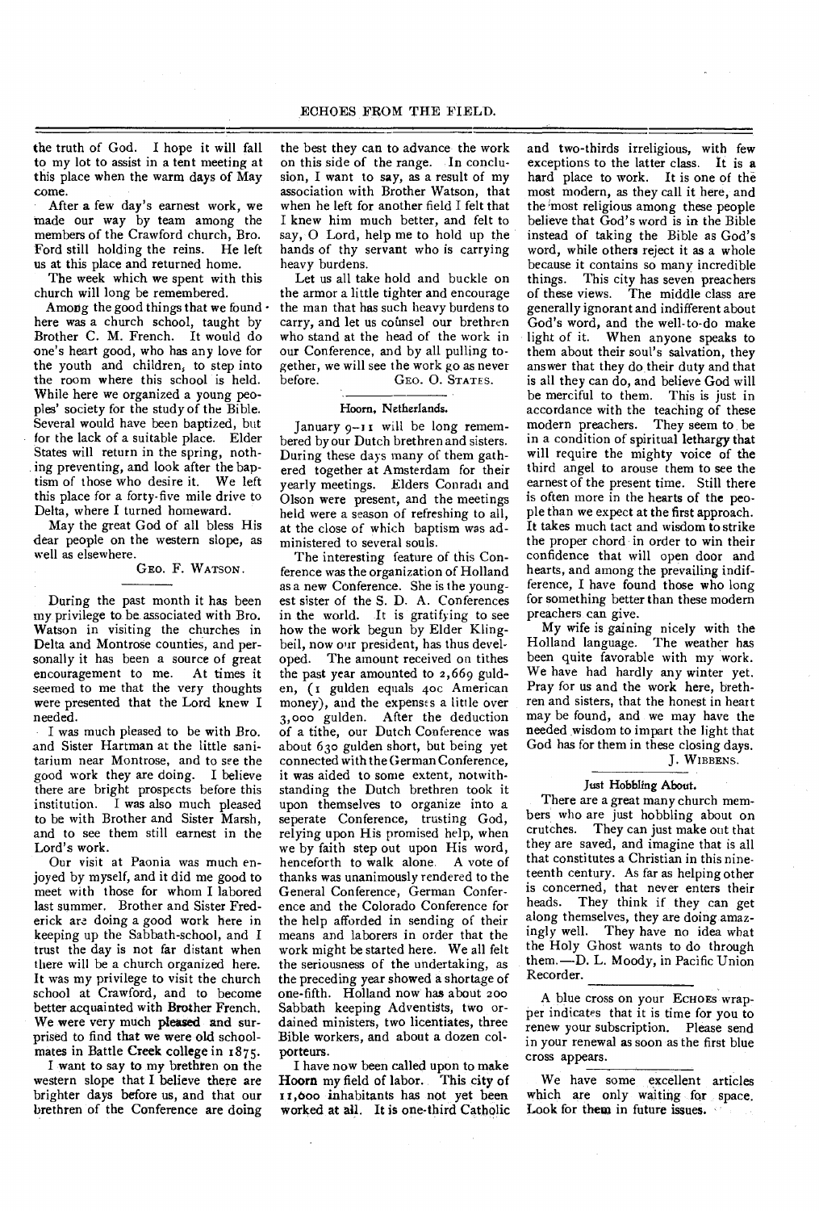the truth of God. I hope it will fall to my lot to assist in a tent meeting at this place when the warm days of May come.

After a few day's earnest work, we made our way by team among the members of the Crawford church, Bro. Ford still holding the reins. He left us at this place and returned home.

The week which we spent with this church will long be remembered.

Among the good things that we found here was a church school, taught by Brother C. M. French. It would do one's heart good, who has any love for the youth and children, to step into the room where this school is held. While here we organized a young peoples' society for the study of the Bible. Several would have been baptized, but for the lack of a suitable place. Elder States will return in the spring, nothing preventing, and look after the baptism of those who desire it. We left this place for a forty-five mile drive to Delta, where I turned homeward.

May the great God of all bless His dear people on the western slope, as well as elsewhere.

GEO. F. WATSON.

---

During the past month it has been my privilege to be associated with Bro. Watson in visiting the churches in Delta and Montrose counties, and personally it has been a source of great encouragement to me. At times it seemed to me that the very thoughts were presented that the Lord knew I needed.

I was much pleased to be with Bro. and Sister Hartman at the little sanitarium near Montrose, and to see the good work they are doing. I believe there are bright prospects before this institution. I was also much pleased to be with Brother and Sister Marsh, and to see them still earnest in the Lord's work.

Our visit at Paonia was much enjoyed by myself, and it did me good to meet with those for whom I labored last summer. Brother and Sister Frederick are doing a good work here in keeping up the Sabbath-school, and I trust the day is not far distant when there will be a church organized here. It was my privilege to visit the church school at Crawford, and to become better acquainted with Brother French. We were very much pleased and surprised to find that we were old schoolmates in Battle Creek college in 1875.

I want to say to my brethren on the western slope that I believe there are brighter days before us, and that our brethren of the Conference are doing the best they can to advance the work on this side of the range. In conclusion, I want to say, as a result of my association with Brother Watson, that when he left for another field I felt that I knew him much better, and felt to say, O Lord, help me to hold up the hands of thy servant who is carrying heavy burdens.

Let us all take hold and buckle on the armor a little tighter and encourage the man that has such heavy burdens to carry, and let us counsel our brethren who stand at the head of the work in our Conference, and by all pulling together, we will see the work go as never before.

GEO. O. STATES.

### Hoorn, Netherlands.

January 9–11 will be long remembered by our Dutch brethren and sisters. During these days many of them gathered together at Amsterdam for their yearly meetings. Elders Conradi and Olson were present, and the meetings held were a season of refreshing to all, at the close of which baptism was administered to several souls.

The interesting feature of this Conference was the organization of Holland as a new Conference. She is the youngest sister of the S. D. A. Conferences in the world. It is gratifying to see how the work begun by Elder Klingbeil, now our president, has thus developed. The amount received on tithes the past year amounted to 2,669 gulden, (1 gulden equals 40c American money), and the expenses a little over 3,000 gulden. After the deduction of a tithe, our Dutch Conference was about 630 gulden short, but being yet connected with the German Conference, it was aided to some extent, notwithstanding the Dutch brethren took it upon themselves to organize into a seperate Conference, trusting God, relying upon His promised help, when we by faith step out upon His word, henceforth to walk alone. A vote of thanks was unanimously rendered to the General Conference, German Conference and the Colorado Conference for the help afforded in sending of their means and laborers in order that the work might be started here. We all felt the seriousness of the undertaking, as the preceding year showed a shortage of one-fifth. Holland now has about 200 Sabbath keeping Adventists, two ordained ministers, two licentiates, three Bible workers, and about a dozen colporteurs.

I have now been called upon to make Hoorn my field of labor. This city of 11,000 inhabitants has not yet been worked at all. It is one-third Catholic and two-thirds irreligious, with few exceptions to the latter class. It is a hard place to work. It is one of the most modern, as they call it here, and the most religious among these people believe that God's word is in the Bible instead of taking the Bible as God's word, while others reject it as a whole because it contains so many incredible things. This city has seven preachers of these views. The middle class are generally ignorant and indifferent about God's word, and the well-to-do make light of it. When anyone speaks to them about their soul's salvation, they answer that they do their duty and that is all they can do, and believe God will be merciful to them. This is just in accordance with the teaching of these modern preachers. They seem to be in a condition of spiritual lethargy that will require the mighty voice of the third angel to arouse them to see the earnest of the present time. Still there is often more in the hearts of the people than we expect at the first approach. It takes much tact and wisdom to strike the proper chord in order to win their confidence that will open door and hearts, and among the prevailing indifference, I have found those who long for something better than these modern preachers can give.

My wife is gaining nicely with the Holland language. The weather has been quite favorable with my work. We have had hardly any winter yet. Pray for us and the work here, brethren and sisters, that the honest in heart may be found, and we may have the needed wisdom to impart the light that God has for them in these closing days.

J. WIBBENS.

### Just Hobbling About.

There are a great many church members who are just hobbling about on crutches. They can just make out that they are saved, and imagine that is all that constitutes a Christian in this nineteenth century. As far as helping other is concerned, that never enters their heads. They think if they can get along themselves, they are doing amazingly well. They have no idea what the Holy Ghost wants to do through them.—D. L. Moody, in Pacific Union Recorder.

---

A blue cross on your ECHOES wrapper indicates that it is time for you to renew your subscription. Please send in your renewal as soon as the first blue cross appears.

---

We have some excellent articles which are only waiting for space. Look for them in future issues.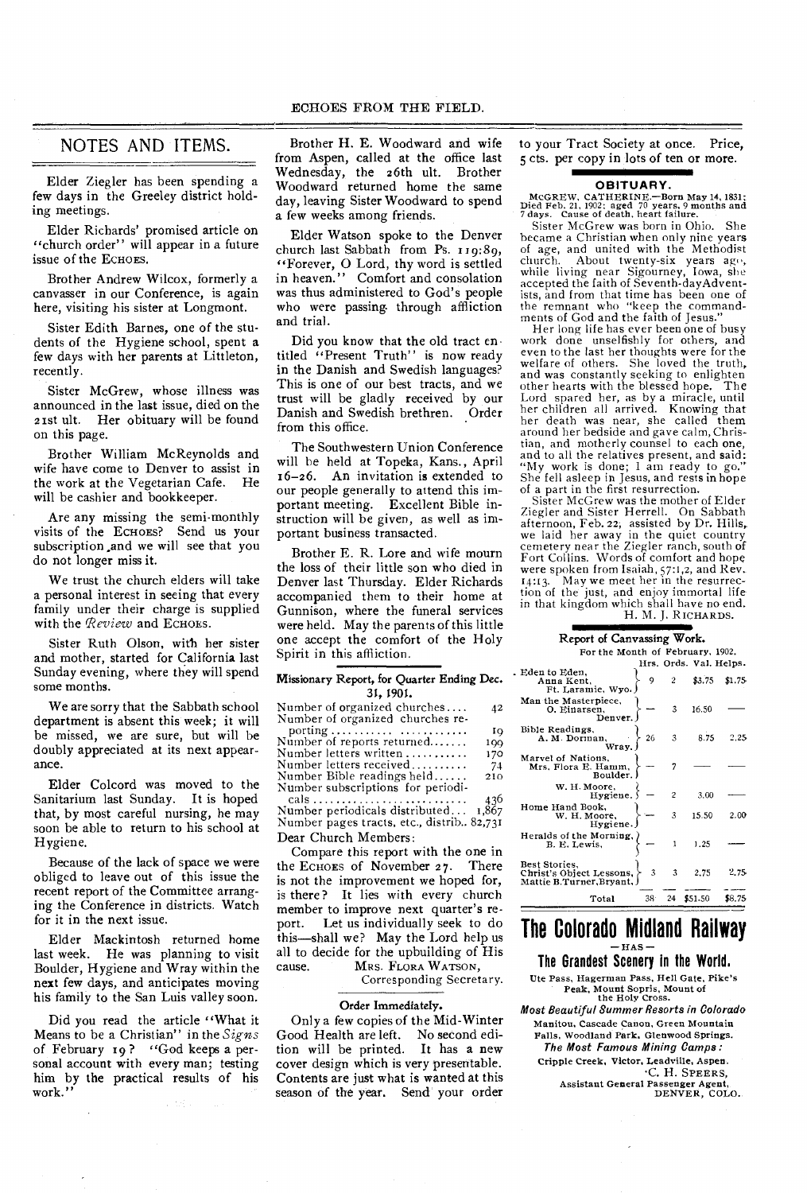## NOTES AND ITEMS.

Elder Ziegler has been spending a few days in the Greeley district holding meetings.

Elder Richards' promised article on "church order" will appear in a future issue of the ECHOES.

Brother Andrew Wilcox, formerly a canvasser in our Conference, is again here, visiting his sister at Longmont.

Sister Edith Barnes, one of the students of the Hygiene school, spent a few days with her parents at Littleton, recently.

Sister McGrew, whose illness was announced in the last issue, died on the 21st ult. Her obituary will be found on this page.

Brother William McReynolds and wife have come to Denver to assist in the work at the Vegetarian Cafe. He will be cashier and bookkeeper.

Are any missing the semi-monthly visits of the ECHOES? Send us your subscription and we will see that you do not longer miss it.

We trust the church elders will take a personal interest in seeing that every family under their charge is supplied with the *Review* and ECHOES.

Sister Ruth Olson, with her sister and mother, started for California last Sunday evening, where they will spend some months.

We are sorry that the Sabbath school department is absent this week; it will be missed, we are sure, but will be doubly appreciated at its next appearance.

Elder Colcord was moved to the Sanitarium last Sunday. It is hoped that, by most careful nursing, he may soon be able to return to his school at Hygiene.

Because of the lack of space we were obliged to leave out of this issue the recent report of the Committee arranging the Conference in districts. Watch for it in the next issue.

Elder Mackintosh returned home last week. He was planning to visit Boulder, Hygiene and Wray within the next few days, and anticipates moving his family to the San Luis valley soon.

Did you read the article "What it Means to be a Christian" in the *Signs* of February 19? "God keeps a personal account with every man; testing him by the practical results of his work."

Brother H. E. Woodward and wife from Aspen, called at the office last Wednesday, the 26th ult. Brother Woodward returned home the same day, leaving Sister Woodward to spend a few weeks among friends.

Elder Watson spoke to the Denver church last Sabbath from Ps. 119:89, "Forever, O Lord, thy word is settled in heaven." Comfort and consolation was thus administered to God's people who were passing through affliction and trial.

Did you know that the old tract entitled "Present Truth" is now ready in the Danish and Swedish languages? This is one of our best tracts, and we trust will be gladly received by our Danish and Swedish brethren. Order from this office.

The Southwestern Union Conference will be held at Topeka, Kans., April 16–26. An invitation is extended to our people generally to attend this important meeting. Excellent Bible instruction will be given, as well as important business transacted.

Brother E. R. Lore and wife mourn the loss of their little son who died in Denver last Thursday. Elder Richards accompanied them to their home at Gunnison, where the funeral services were held. May the parents of this little one accept the comfort of the Holy Spirit in this affliction.

### Missionary Report, for Quarter Ending Dec. 31, 1901.

| | |
|---|---|
| Number of organized churches | 42 |
| Number of organized churches reporting | 19 |
| Number of reports returned | 199 |
| Number letters written | 170 |
| Number letters received | 74 |
| Number Bible readings held | 210 |
| Number subscriptions for periodicals | 436 |
| Number periodicals distributed | 1,867 |
| Number pages tracts, etc., distrib. | 82,731 |

Dear Church Members:

Compare this report with the one in the ECHOES of November 27. There is not the improvement we hoped for, is there? It lies with every church member to improve next quarter's report. Let us individually seek to do this—shall we? May the Lord help us all to decide for the upbuilding of His cause.

MRS. FLORA WATSON,
Corresponding Secretary.

### Order Immediately.

Only a few copies of the Mid-Winter Good Health are left. No second edition will be printed. It has a new cover design which is very presentable. Contents are just what is wanted at this season of the year. Send your order to your Tract Society at once. Price, 5 cts. per copy in lots of ten or more.

### OBITUARY.

McGREW, CATHERINE.—Born May 14, 1831; Died Feb. 21, 1902; aged 70 years, 9 months and 7 days. Cause of death, heart failure.

Sister McGrew was born in Ohio. She became a Christian when only nine years of age, and united with the Methodist church. About twenty-six years ago, while living near Sigourney, Iowa, she accepted the faith of Seventh-day Adventists, and from that time has been one of the remnant who "keep the commandments of God and the faith of Jesus."

Her long life has ever been one of busy work done unselfishly for others, and even to the last her thoughts were for the welfare of others. She loved the truth, and was constantly seeking to enlighten other hearts with the blessed hope. The Lord spared her, as by a miracle, until her children all arrived. Knowing that her death was near, she called them around her bedside and gave calm, Christian, and motherly counsel to each one, and to all the relatives present, and said: "My work is done; I am ready to go." She fell asleep in Jesus, and rests in hope of a part in the first resurrection.

Sister McGrew was the mother of Elder Ziegler and Sister Herrell. On Sabbath afternoon, Feb. 22, assisted by Dr. Hills, we laid her away in the quiet country cemetery near the Ziegler ranch, south of Fort Collins. Words of comfort and hope were spoken from Isaiah, 57:1,2, and Rev. 14:13. May we meet her in the resurrection of the just, and enjoy immortal life in that kingdom which shall have no end.

H. M. J. RICHARDS.

### Report of Canvassing Work.

For the Month of February, 1902.

| | Hrs. | Ords. | Val. | Helps. |
|---|---|---|---|---|
| Eden to Eden, Anna Kent, Ft. Laramie, Wyo. | 9 | 2 | $3.75 | $1.75 |
| Man the Masterpiece, O. Einarsen, Denver. | — | 3 | 16.50 | —— |
| Bible Readings, A. M. Dorman, Wray. | 26 | 3 | 8.75 | 2.25 |
| Marvel of Nations, Mrs. Flora E. Hamm, Boulder. | — | 7 | —— | —— |
| W. H. Moore, Hygiene. | — | 2 | 3.00 | —— |
| Home Hand Book, W. H. Moore, Hygiene. | — | 3 | 15.50 | 2.00 |
| Heralds of the Morning, B. E. Lewis, | — | 1 | 1.25 | —— |
| Best Stories, Christ's Object Lessons, Mattie B. Turner, Bryant, | 3 | 3 | 2.75 | 2.75 |
| Total | 38 | 24 | $51.50 | $8.75 |

# The Colorado Midland Railway

—HAS—

## The Grandest Scenery in the World.

Ute Pass, Hagerman Pass, Hell Gate, Pike's Peak, Mount Sopris, Mount of the Holy Cross.

***Most Beautiful Summer Resorts in Colorado***

Manitou, Cascade Canon, Green Mountain Falls, Woodland Park, Glenwood Springs.

***The Most Famous Mining Camps:***

Cripple Creek, Victor, Leadville, Aspen.

C. H. SPEERS,
Assistant General Passenger Agent,
DENVER, COLO.